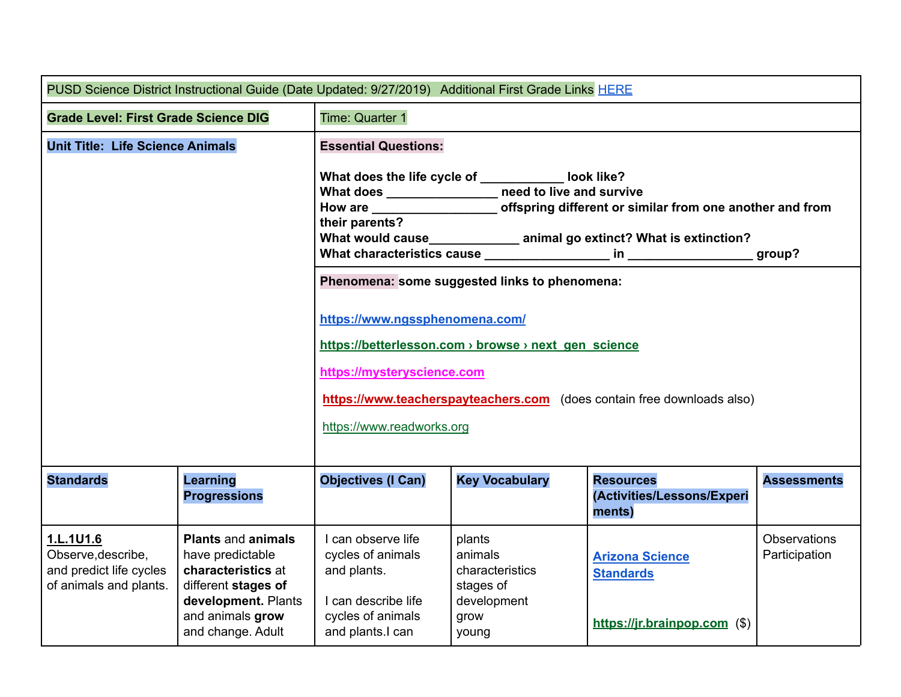PUSD Science District Instructional Guide (Date Updated: 9/27/2019) Additional First Grade Links HERE

| | |
|---|---|
| **Grade Level: First Grade Science DIG** | Time: Quarter 1 |
| **Unit Title: Life Science Animals** | **Essential Questions:**<br><br>**What does the life cycle of ____________ look like?**<br>**What does ________________ need to live and survive**<br>**How are __________________ offspring different or similar from one another and from their parents?**<br>**What would cause_____________ animal go extinct? What is extinction?**<br>**What characteristics cause __________________ in __________________ group?** |
| | **Phenomena: some suggested links to phenomena:**<br><br>**https://www.ngssphenomena.com/**<br><br>**https://betterlesson.com › browse › next_gen_science**<br><br>**https://mysteryscience.com**<br><br>**https://www.teacherspayteachers.com** (does contain free downloads also)<br><br>https://www.readworks.org |

| **Standards** | **Learning Progressions** | **Objectives (I Can)** | **Key Vocabulary** | **Resources (Activities/Lessons/Experiments)** | **Assessments** |
|---|---|---|---|---|---|
| **1.L.1U1.6** Observe,describe, and predict life cycles of animals and plants. | **Plants** and **animals** have predictable **characteristics** at different **stages of development.** Plants and animals **grow** and change. Adult | I can observe life cycles of animals and plants.<br><br>I can describe life cycles of animals and plants.I can | plants<br>animals<br>characteristics<br>stages of development<br>grow<br>young | **Arizona Science Standards**<br><br>**https://jr.brainpop.com** ($) | Observations<br>Participation |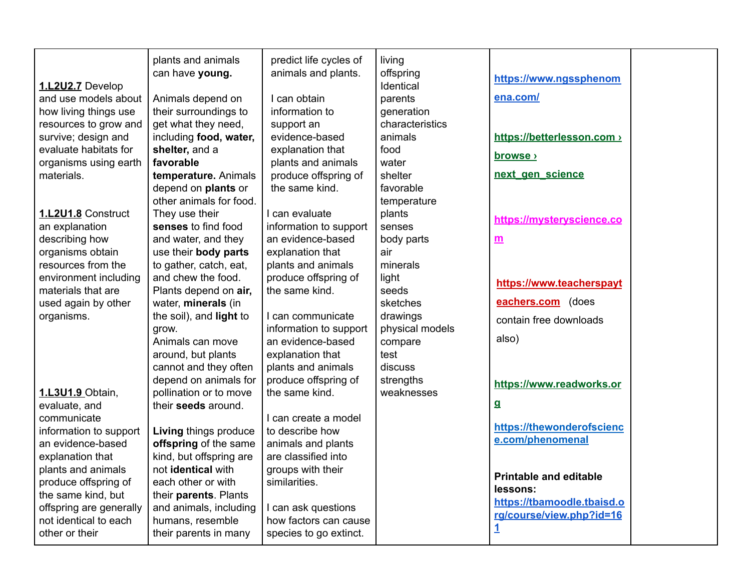| | | | | | |
|---|---|---|---|---|---|
| **1.L2U2.7** Develop and use models about how living things use resources to grow and survive; design and evaluate habitats for organisms using earth materials.<br><br>**1.L2U1.8** Construct an explanation describing how organisms obtain resources from the environment including materials that are used again by other organisms.<br><br>**1.L3U1.9** Obtain, evaluate, and communicate information to support an evidence-based explanation that plants and animals produce offspring of the same kind, but offspring are generally not identical to each other or their | plants and animals can have **young.**<br><br>Animals depend on their surroundings to get what they need, including **food, water, shelter,** and a **favorable temperature.** Animals depend on **plants** or other animals for food. They use their **senses** to find food and water, and they use their **body parts** to gather, catch, eat, and chew the food. Plants depend on **air,** water, **minerals** (in the soil), and **light** to grow.<br>Animals can move around, but plants cannot and they often depend on animals for pollination or to move their **seeds** around.<br><br>**Living** things produce **offspring** of the same kind, but offspring are not **identical** with each other or with their **parents**. Plants and animals, including humans, resemble their parents in many | predict life cycles of animals and plants.<br><br>I can obtain information to support an evidence-based explanation that plants and animals produce offspring of the same kind.<br><br>I can evaluate information to support an evidence-based explanation that plants and animals produce offspring of the same kind.<br><br>I can communicate information to support an evidence-based explanation that plants and animals produce offspring of the same kind.<br><br>I can create a model to describe how animals and plants are classified into groups with their similarities.<br><br>I can ask questions how factors can cause species to go extinct. | living<br>offspring<br>Identical<br>parents<br>generation<br>characteristics<br>animals<br>food<br>water<br>shelter<br>favorable<br>temperature<br>plants<br>senses<br>body parts<br>air<br>minerals<br>light<br>seeds<br>sketches<br>drawings<br>physical models<br>compare<br>test<br>discuss<br>strengths<br>weaknesses | **https://www.ngssphenomena.com/**<br><br>**https://betterlesson.com › browse › next_gen_science**<br><br>**https://mysteryscience.com**<br><br>**https://www.teacherspayteachers.com** (does contain free downloads also)<br><br>**https://www.readworks.org**<br><br>**https://thewonderofscience.com/phenomenal**<br><br>**Printable and editable lessons:**<br>**https://tbamoodle.tbaisd.org/course/view.php?id=161** | |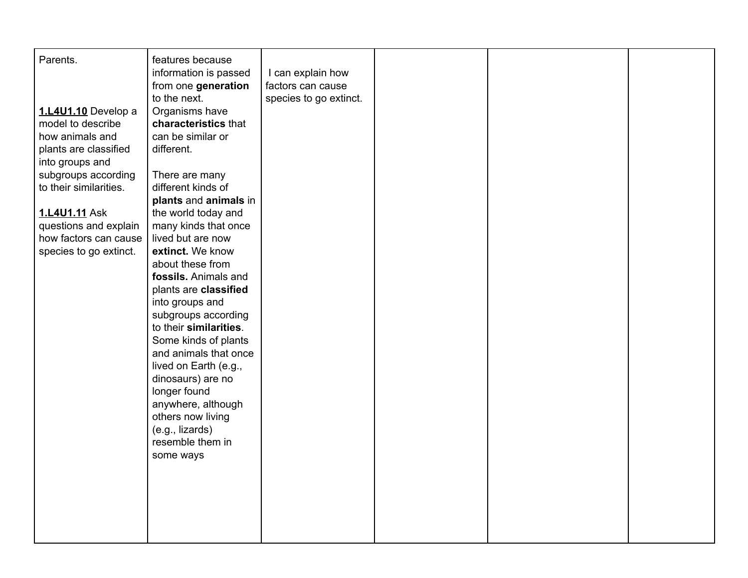| | | | | | |
|---|---|---|---|---|---|
| Parents.<br><br>**1.L4U1.10** Develop a model to describe how animals and plants are classified into groups and subgroups according to their similarities.<br><br>**1.L4U1.11** Ask questions and explain how factors can cause species to go extinct. | features because information is passed from one **generation** to the next. Organisms have **characteristics** that can be similar or different.<br><br>There are many different kinds of **plants** and **animals** in the world today and many kinds that once lived but are now **extinct.** We know about these from **fossils.** Animals and plants are **classified** into groups and subgroups according to their **similarities**. Some kinds of plants and animals that once lived on Earth (e.g., dinosaurs) are no longer found anywhere, although others now living (e.g., lizards) resemble them in some ways | I can explain how factors can cause species to go extinct. | | | |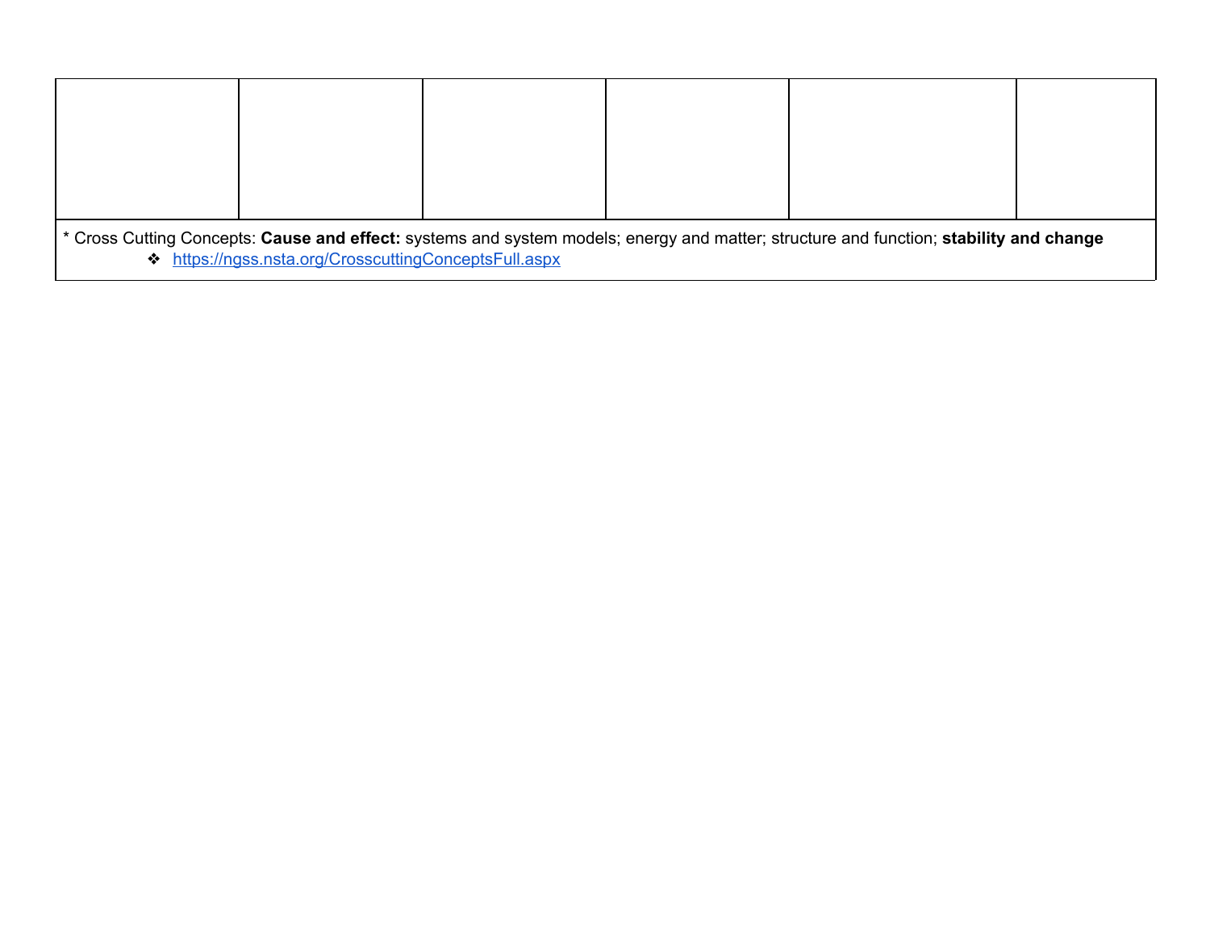| | | | | | |
|---|---|---|---|---|---|
| | | | | | |

* Cross Cutting Concepts: **Cause and effect:** systems and system models; energy and matter; structure and function; **stability and change**
  - https://ngss.nsta.org/CrosscuttingConceptsFull.aspx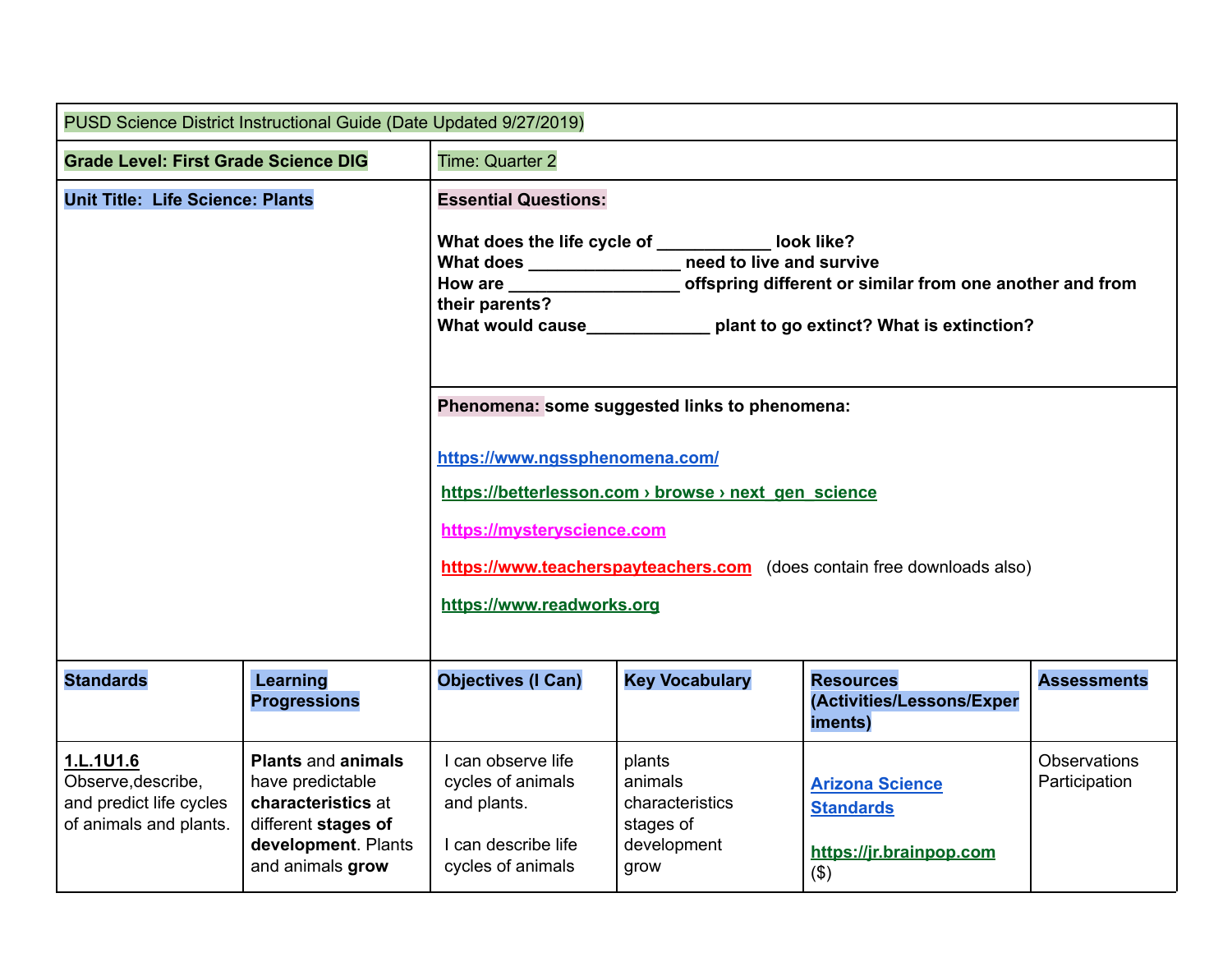| PUSD Science District Instructional Guide (Date Updated 9/27/2019) | | | | | |
|---|---|---|---|---|---|
| **Grade Level: First Grade Science DIG** | | Time: Quarter 2 | | | |
| **Unit Title: Life Science: Plants** | | **Essential Questions:**<br><br>**What does the life cycle of ____________ look like?**<br>**What does ________________ need to live and survive**<br>**How are __________________ offspring different or similar from one another and from their parents?**<br>**What would cause_____________ plant to go extinct? What is extinction?** | | | |
| | | **Phenomena: some suggested links to phenomena:**<br><br>**https://www.ngssphenomena.com/**<br><br>**https://betterlesson.com › browse › next_gen_science**<br><br>**https://mysteryscience.com**<br><br>**https://www.teacherspayteachers.com** (does contain free downloads also)<br><br>**https://www.readworks.org** | | | |
| **Standards** | **Learning Progressions** | **Objectives (I Can)** | **Key Vocabulary** | **Resources (Activities/Lessons/Experiments)** | **Assessments** |
| **1.L.1U1.6** Observe,describe, and predict life cycles of animals and plants. | **Plants** and **animals** have predictable **characteristics** at different **stages of development**. Plants and animals **grow** | I can observe life cycles of animals and plants.<br><br>I can describe life cycles of animals | plants<br>animals<br>characteristics<br>stages of development<br>grow | **Arizona Science Standards**<br><br>**https://jr.brainpop.com** ($) | Observations<br>Participation |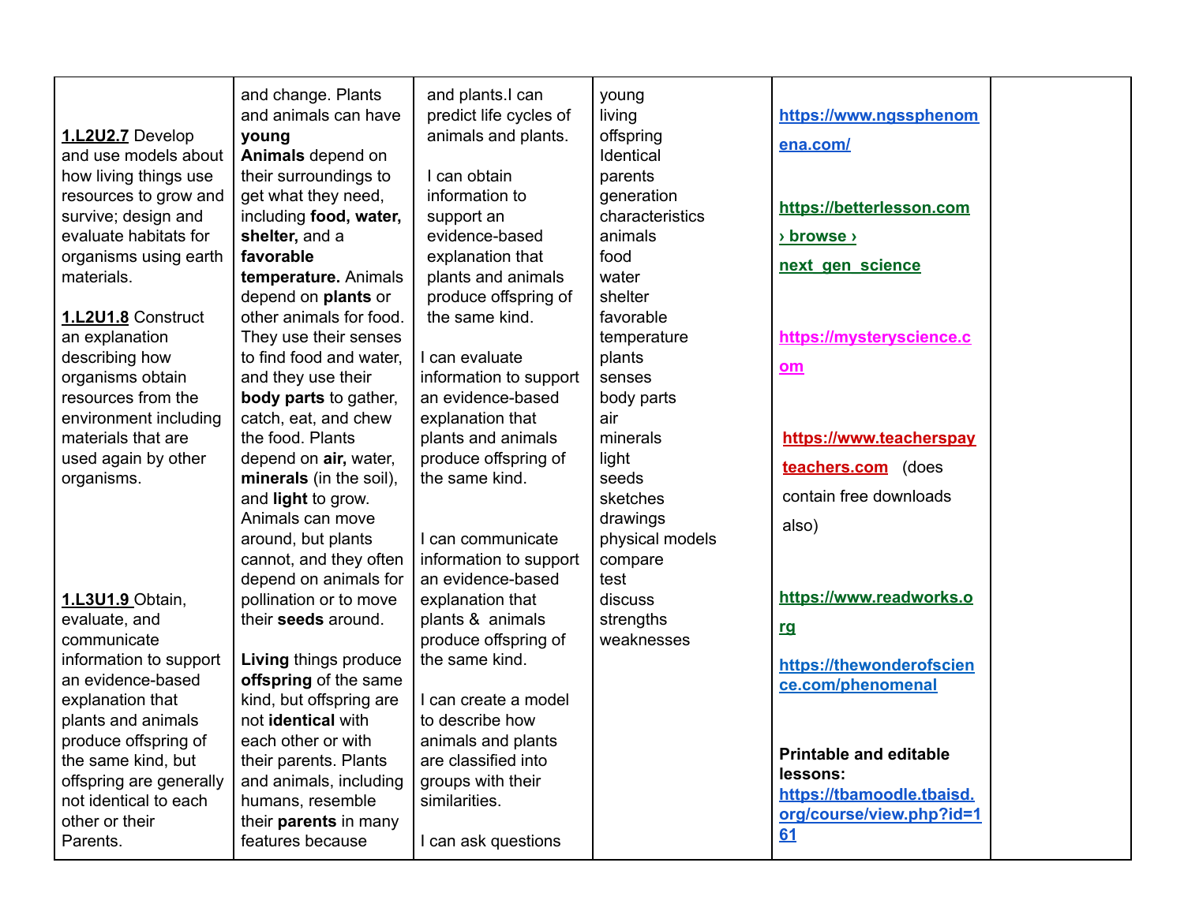| | | | | | |
|---|---|---|---|---|---|
| **1.L2U2.7** Develop and use models about how living things use resources to grow and survive; design and evaluate habitats for organisms using earth materials.<br><br>**1.L2U1.8** Construct an explanation describing how organisms obtain resources from the environment including materials that are used again by other organisms.<br><br>**1.L3U1.9** Obtain, evaluate, and communicate information to support an evidence-based explanation that plants and animals produce offspring of the same kind, but offspring are generally not identical to each other or their Parents. | and change. Plants and animals can have **young**<br>**Animals** depend on their surroundings to get what they need, including **food, water, shelter,** and a **favorable temperature.** Animals depend on **plants** or other animals for food. They use their senses to find food and water, and they use their **body parts** to gather, catch, eat, and chew the food. Plants depend on **air,** water, **minerals** (in the soil), and **light** to grow. Animals can move around, but plants cannot, and they often depend on animals for pollination or to move their **seeds** around.<br><br>**Living** things produce **offspring** of the same kind, but offspring are not **identical** with each other or with their parents. Plants and animals, including humans, resemble their **parents** in many features because | and plants.I can predict life cycles of animals and plants.<br><br>I can obtain information to support an evidence-based explanation that plants and animals produce offspring of the same kind.<br><br>I can evaluate information to support an evidence-based explanation that plants and animals produce offspring of the same kind.<br><br>I can communicate information to support an evidence-based explanation that plants & animals produce offspring of the same kind.<br><br>I can create a model to describe how animals and plants are classified into groups with their similarities.<br><br>I can ask questions | young<br>living<br>offspring<br>Identical<br>parents<br>generation<br>characteristics<br>animals<br>food<br>water<br>shelter<br>favorable<br>temperature<br>plants<br>senses<br>body parts<br>air<br>minerals<br>light<br>seeds<br>sketches<br>drawings<br>physical models<br>compare<br>test<br>discuss<br>strengths<br>weaknesses | https://www.ngssphenomena.com/<br><br>https://betterlesson.com › browse › next_gen_science<br><br>https://mysteryscience.com<br><br>https://www.teacherspayteachers.com (does contain free downloads also)<br><br>https://www.readworks.org<br><br>https://thewonderofscience.com/phenomenal<br><br>**Printable and editable lessons:** https://tbamoodle.tbaisd.org/course/view.php?id=161 | |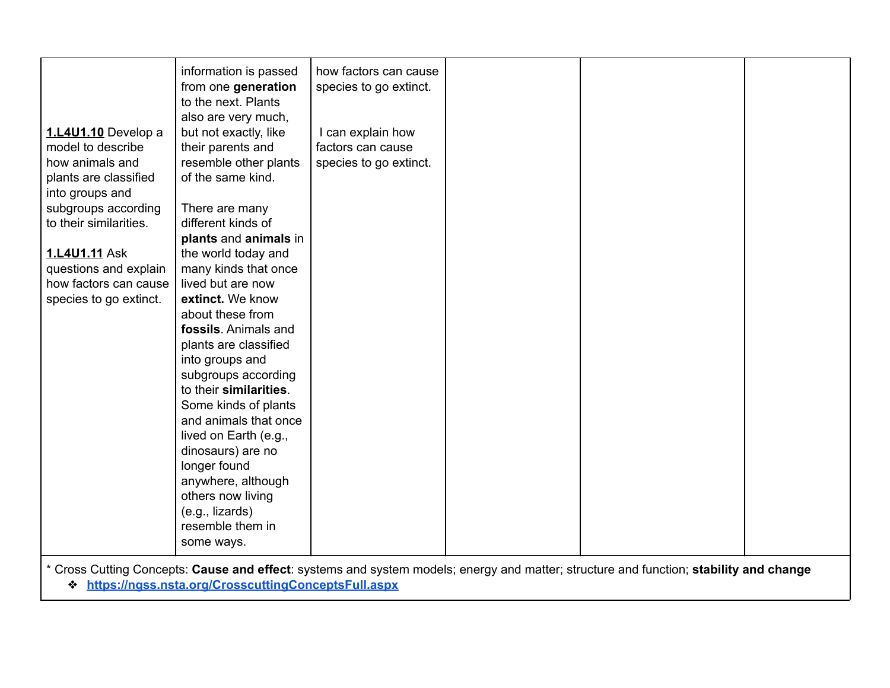| | | | | | |
|---|---|---|---|---|---|
| **1.L4U1.10** Develop a model to describe how animals and plants are classified into groups and subgroups according to their similarities.<br><br>**1.L4U1.11** Ask questions and explain how factors can cause species to go extinct. | information is passed from one **generation** to the next. Plants also are very much, but not exactly, like their parents and resemble other plants of the same kind.<br><br>There are many different kinds of **plants** and **animals** in the world today and many kinds that once lived but are now **extinct.** We know about these from **fossils**. Animals and plants are classified into groups and subgroups according to their **similarities**. Some kinds of plants and animals that once lived on Earth (e.g., dinosaurs) are no longer found anywhere, although others now living (e.g., lizards) resemble them in some ways. | how factors can cause species to go extinct.<br><br>I can explain how factors can cause species to go extinct. | | | |

* Cross Cutting Concepts: **Cause and effect**: systems and system models; energy and matter; structure and function; **stability and change**

- **https://ngss.nsta.org/CrosscuttingConceptsFull.aspx**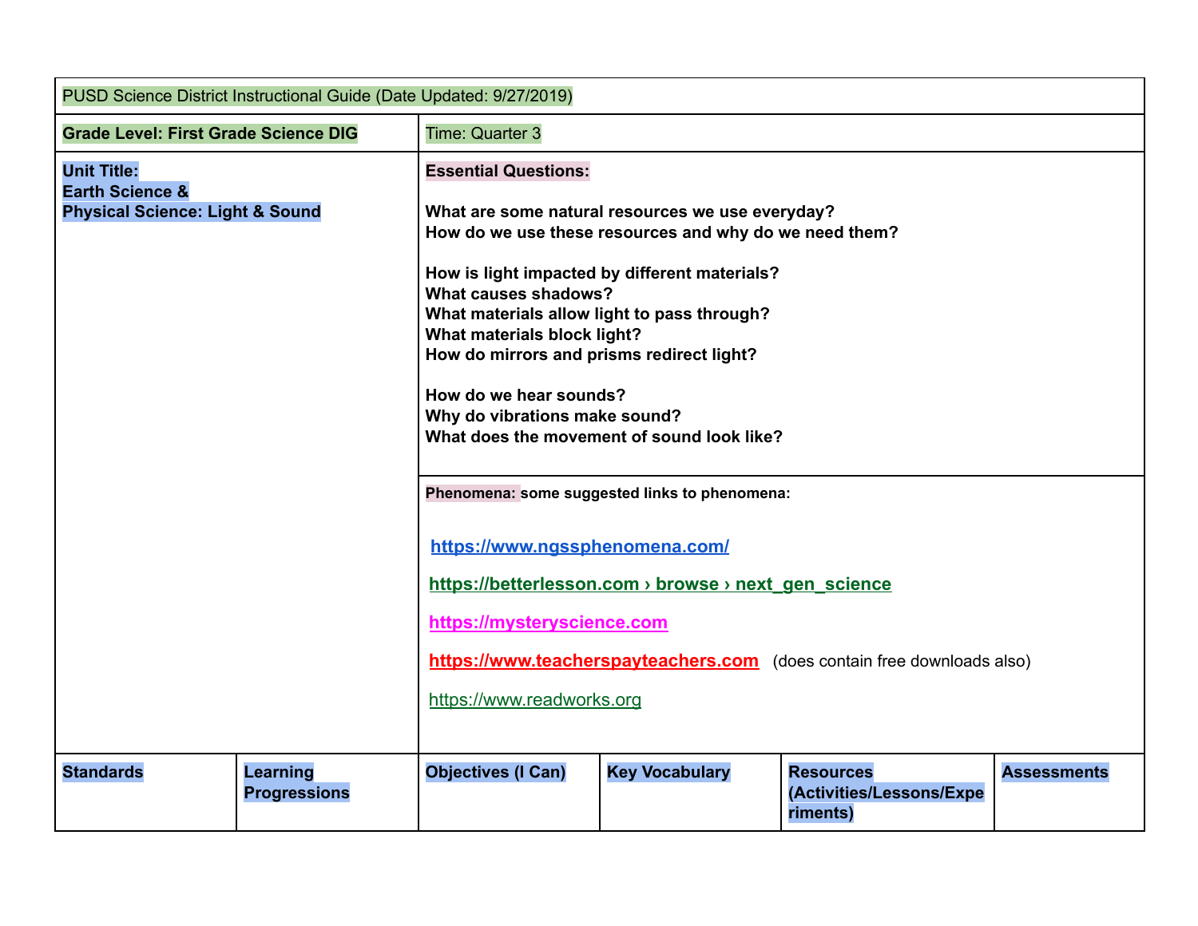| PUSD Science District Instructional Guide (Date Updated: 9/27/2019) | | | | | |
|---|---|---|---|---|---|
| **Grade Level: First Grade Science DIG** | | Time: Quarter 3 | | | |
| **Unit Title:**<br>**Earth Science &**<br>**Physical Science: Light & Sound** | | **Essential Questions:**<br><br>**What are some natural resources we use everyday?**<br>**How do we use these resources and why do we need them?**<br><br>**How is light impacted by different materials?**<br>**What causes shadows?**<br>**What materials allow light to pass through?**<br>**What materials block light?**<br>**How do mirrors and prisms redirect light?**<br><br>**How do we hear sounds?**<br>**Why do vibrations make sound?**<br>**What does the movement of sound look like?** | | | |
| | | **Phenomena:** **some suggested links to phenomena:**<br><br>https://www.ngssphenomena.com/<br><br>https://betterlesson.com › browse › next_gen_science<br><br>https://mysteryscience.com<br><br>https://www.teacherspayteachers.com (does contain free downloads also)<br><br>https://www.readworks.org | | | |
| **Standards** | **Learning Progressions** | **Objectives (I Can)** | **Key Vocabulary** | **Resources (Activities/Lessons/Experiments)** | **Assessments** |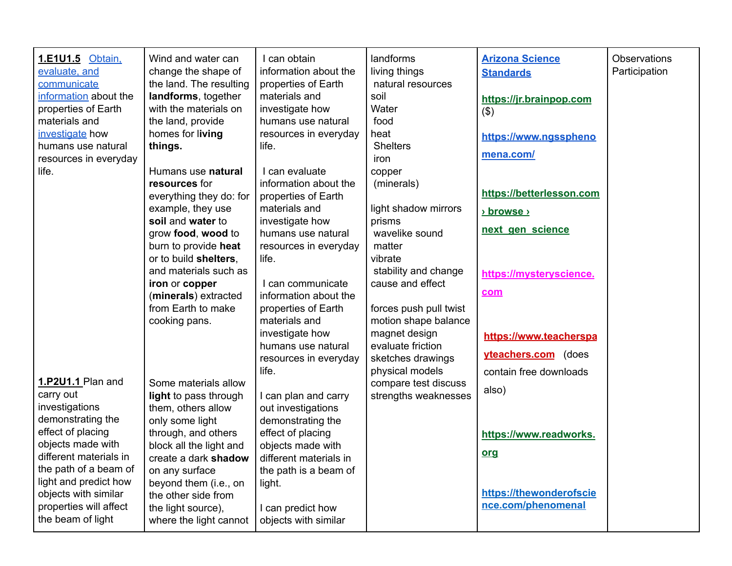| | | | | | |
|---|---|---|---|---|---|
| **1.E1U1.5** Obtain, evaluate, and communicate information about the properties of Earth materials and investigate how humans use natural resources in everyday life.<br><br>**1.P2U1.1** Plan and carry out investigations demonstrating the effect of placing objects made with different materials in the path of a beam of light and predict how objects with similar properties will affect the beam of light | Wind and water can change the shape of the land. The resulting **landforms**, together with the materials on the land, provide homes for **living things.**<br><br>Humans use **natural resources** for everything they do: for example, they use **soil** and **water** to grow **food**, **wood** to burn to provide **heat** or to build **shelters**, and materials such as **iron** or **copper** (**minerals**) extracted from Earth to make cooking pans.<br><br>Some materials allow **light** to pass through them, others allow only some light through, and others block all the light and create a dark **shadow** on any surface beyond them (i.e., on the other side from the light source), where the light cannot | I can obtain information about the properties of Earth materials and investigate how humans use natural resources in everyday life.<br><br>I can evaluate information about the properties of Earth materials and investigate how humans use natural resources in everyday life.<br><br>I can communicate information about the properties of Earth materials and investigate how humans use natural resources in everyday life.<br><br>I can plan and carry out investigations demonstrating the effect of placing objects made with different materials in the path is a beam of light.<br><br>I can predict how objects with similar | landforms<br>living things<br>natural resources<br>soil<br>Water<br>food<br>heat<br>Shelters<br>iron<br>copper<br>(minerals)<br><br>light shadow mirrors prisms<br>wavelike sound<br>matter<br>vibrate<br>stability and change<br>cause and effect<br><br>forces push pull twist motion shape balance magnet design evaluate friction sketches drawings physical models compare test discuss strengths weaknesses | **Arizona Science Standards**<br><br>**https://jr.brainpop.com** ($)<br><br>**https://www.ngssphenomena.com/**<br><br>**https://betterlesson.com › browse › next_gen_science**<br><br>**https://mysteryscience.com**<br><br>**https://www.teacherspayteachers.com** (does contain free downloads also)<br><br>**https://www.readworks.org**<br><br>**https://thewonderofscience.com/phenomenal** | Observations<br>Participation |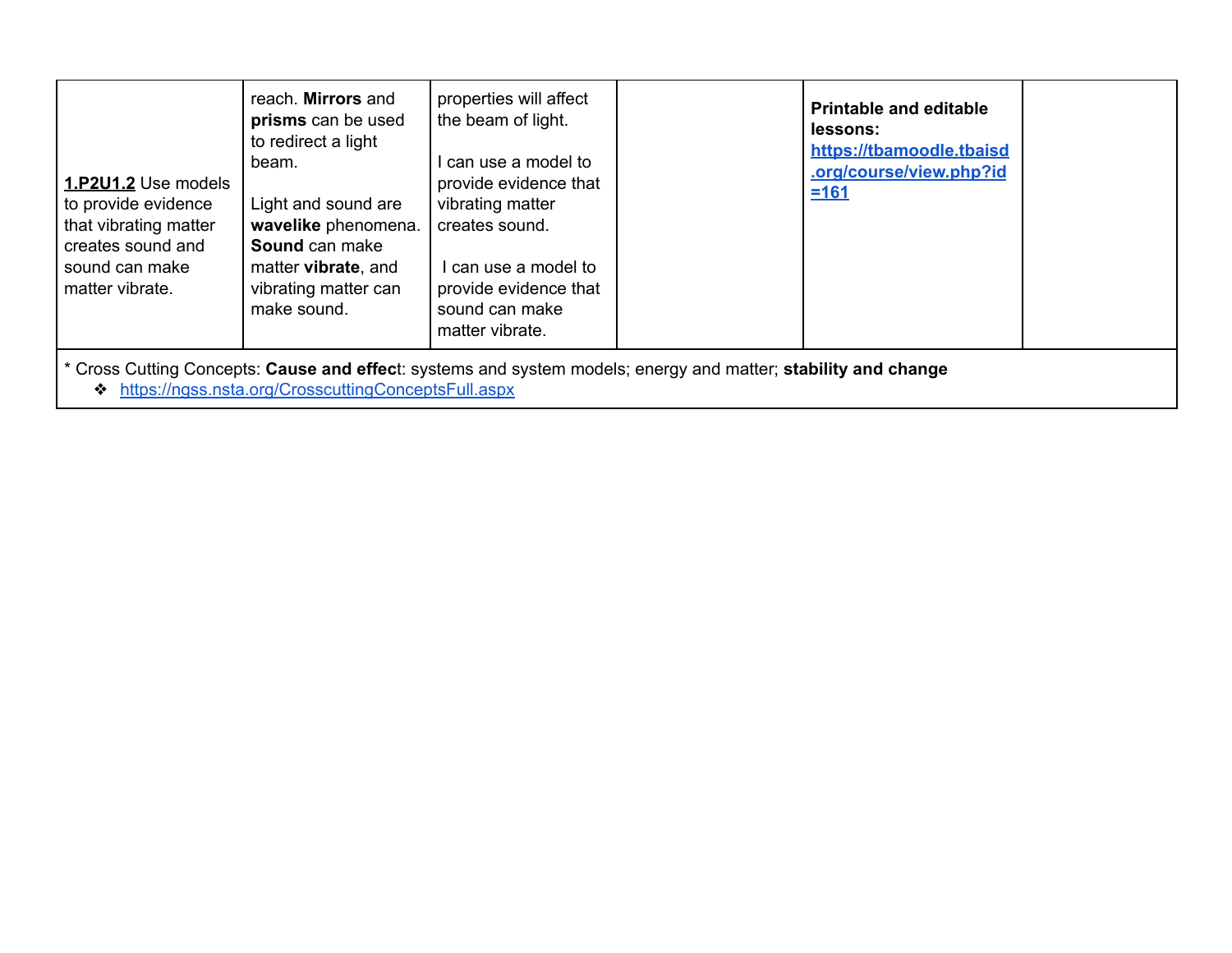| | | | | | |
|---|---|---|---|---|---|
| **1.P2U1.2** Use models to provide evidence that vibrating matter creates sound and sound can make matter vibrate. | reach. **Mirrors** and **prisms** can be used to redirect a light beam.<br><br>Light and sound are **wavelike** phenomena. **Sound** can make matter **vibrate**, and vibrating matter can make sound. | properties will affect the beam of light.<br><br>I can use a model to provide evidence that vibrating matter creates sound.<br><br>I can use a model to provide evidence that sound can make matter vibrate. | | **Printable and editable lessons:** **https://tbamoodle.tbaisd.org/course/view.php?id=161** | |

\* Cross Cutting Concepts: **Cause and effect**: systems and system models; energy and matter; **stability and change**

- https://ngss.nsta.org/CrosscuttingConceptsFull.aspx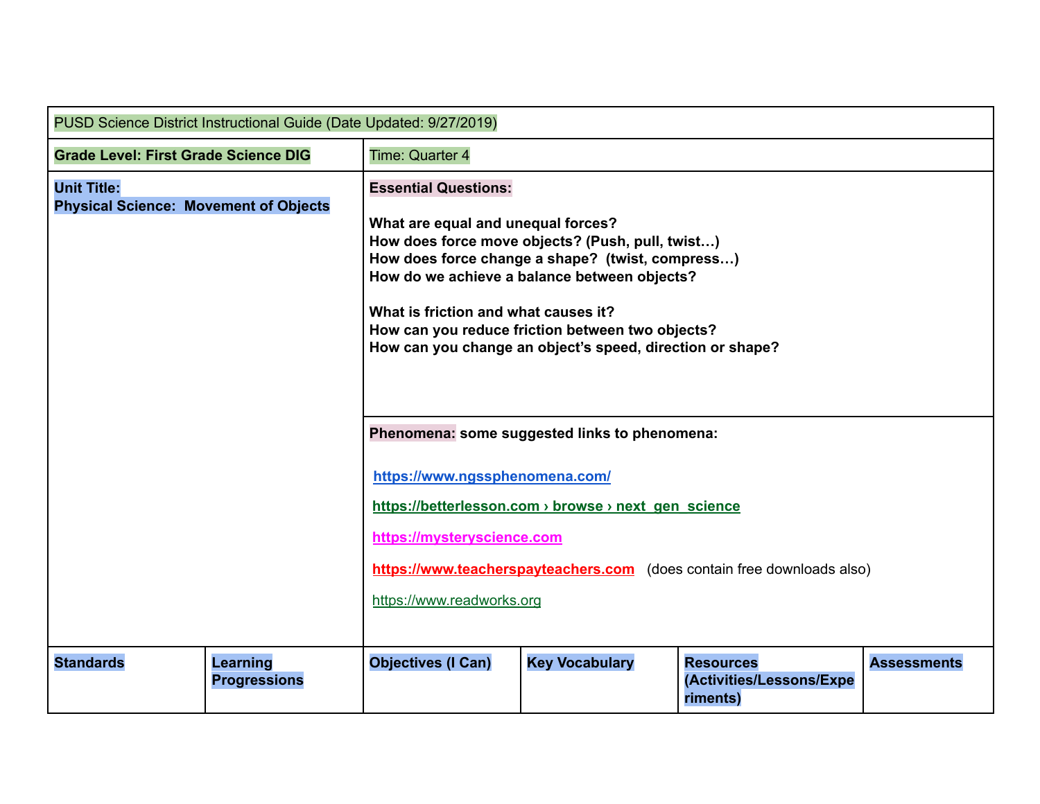| PUSD Science District Instructional Guide (Date Updated: 9/27/2019) | | | | | |
|---|---|---|---|---|---|
| **Grade Level: First Grade Science DIG** | | Time: Quarter 4 | | | |
| **Unit Title:**<br>**Physical Science: Movement of Objects** | | **Essential Questions:**<br><br>**What are equal and unequal forces?**<br>**How does force move objects? (Push, pull, twist…)**<br>**How does force change a shape? (twist, compress…)**<br>**How do we achieve a balance between objects?**<br><br>**What is friction and what causes it?**<br>**How can you reduce friction between two objects?**<br>**How can you change an object's speed, direction or shape?** | | | |
| | | **Phenomena: some suggested links to phenomena:**<br><br>**https://www.ngssphenomena.com/**<br>**https://betterlesson.com › browse › next_gen_science**<br>**https://mysteryscience.com**<br>**https://www.teacherspayteachers.com** (does contain free downloads also)<br>https://www.readworks.org | | | |
| **Standards** | **Learning Progressions** | **Objectives (I Can)** | **Key Vocabulary** | **Resources (Activities/Lessons/Experiments)** | **Assessments** |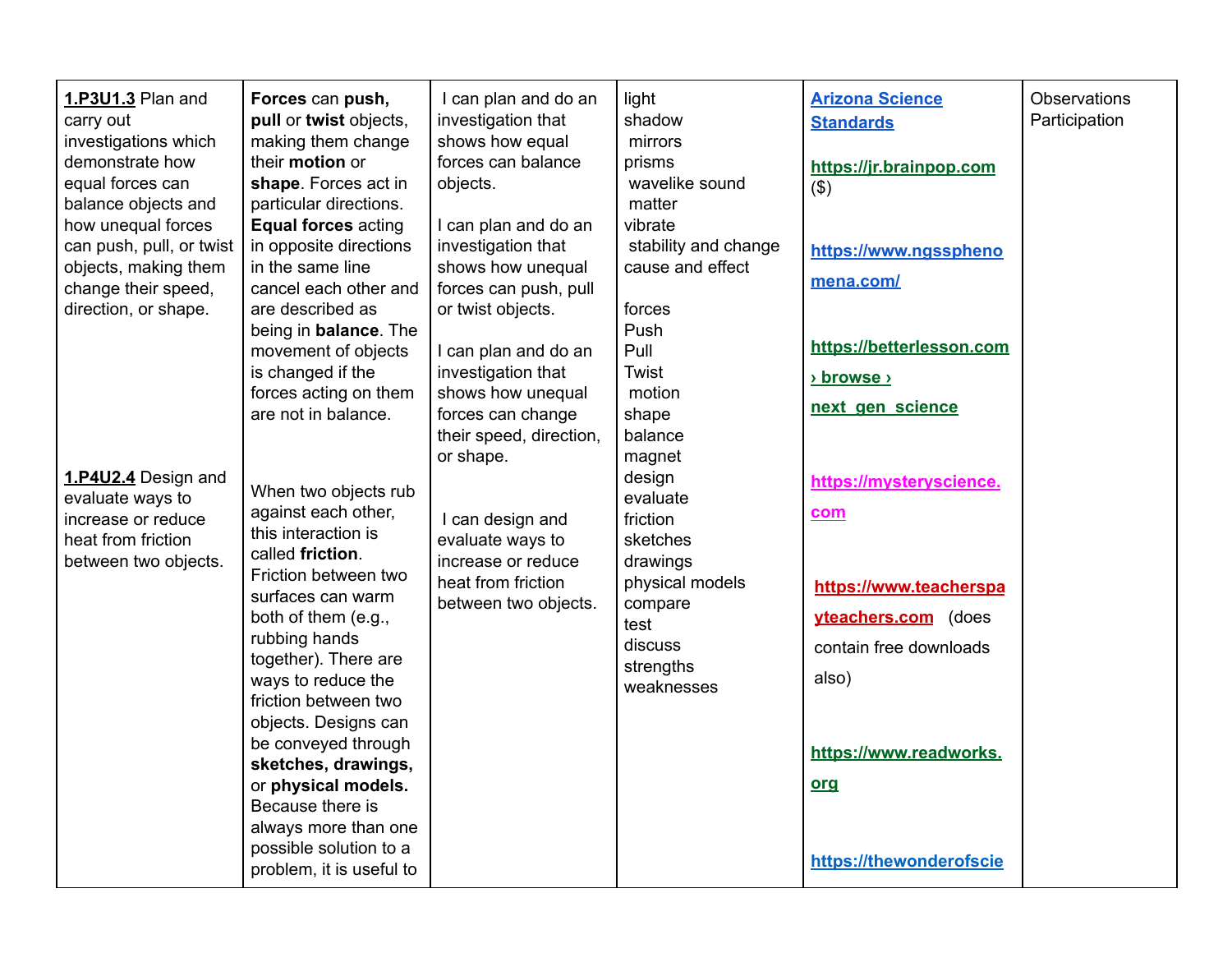| | | | | | |
|---|---|---|---|---|---|
| **1.P3U1.3** Plan and carry out investigations which demonstrate how equal forces can balance objects and how unequal forces can push, pull, or twist objects, making them change their speed, direction, or shape.<br><br>**1.P4U2.4** Design and evaluate ways to increase or reduce heat from friction between two objects. | **Forces** can **push, pull** or **twist** objects, making them change their **motion** or **shape**. Forces act in particular directions. **Equal forces** acting in opposite directions in the same line cancel each other and are described as being in **balance**. The movement of objects is changed if the forces acting on them are not in balance.<br><br>When two objects rub against each other, this interaction is called **friction**. Friction between two surfaces can warm both of them (e.g., rubbing hands together). There are ways to reduce the friction between two objects. Designs can be conveyed through **sketches, drawings,** or **physical models.** Because there is always more than one possible solution to a problem, it is useful to | I can plan and do an investigation that shows how equal forces can balance objects.<br><br>I can plan and do an investigation that shows how unequal forces can push, pull or twist objects.<br><br>I can plan and do an investigation that shows how unequal forces can change their speed, direction, or shape.<br><br>I can design and evaluate ways to increase or reduce heat from friction between two objects. | light<br>shadow<br>mirrors<br>prisms<br>wavelike sound<br>matter<br>vibrate<br>stability and change<br>cause and effect<br><br>forces<br>Push<br>Pull<br>Twist<br>motion<br>shape<br>balance<br>magnet<br>design<br>evaluate<br>friction<br>sketches<br>drawings<br>physical models<br>compare<br>test<br>discuss<br>strengths<br>weaknesses | **Arizona Science Standards**<br><br>**https://jr.brainpop.com** ($)<br><br>**https://www.ngssphenomena.com/**<br><br>**https://betterlesson.com › browse › next_gen_science**<br><br>**https://mysteryscience.com**<br><br>**https://www.teacherspayteachers.com** (does contain free downloads also)<br><br>**https://www.readworks.org**<br><br>**https://thewonderofscie** | Observations<br>Participation |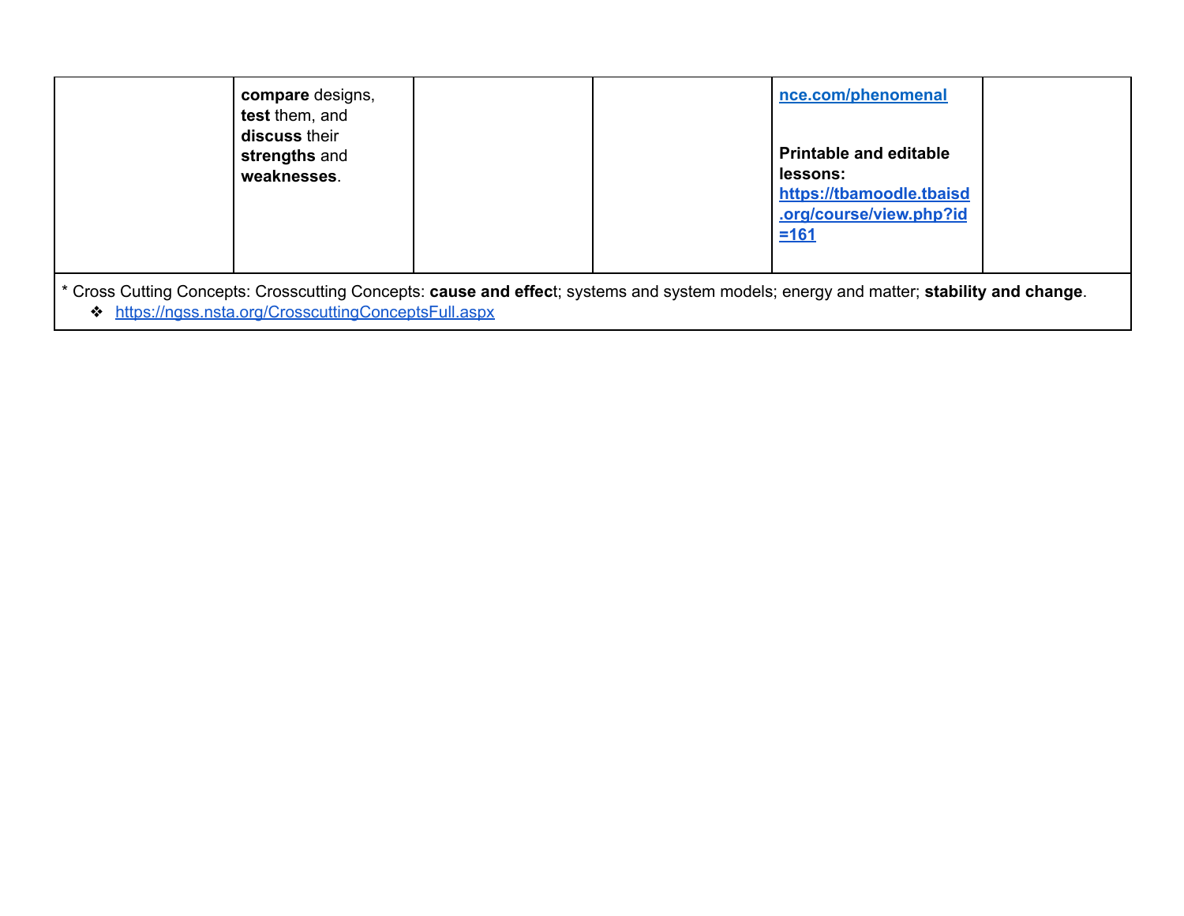| | | | | | |
|---|---|---|---|---|---|
| | **compare** designs, **test** them, and **discuss** their **strengths** and **weaknesses**. | | | **nce.com/phenomenal**<br><br>**Printable and editable lessons:** **https://tbamoodle.tbaisd.org/course/view.php?id=161** | |

* Cross Cutting Concepts: Crosscutting Concepts: **cause and effec**t; systems and system models; energy and matter; **stability and change**.
  - https://ngss.nsta.org/CrosscuttingConceptsFull.aspx